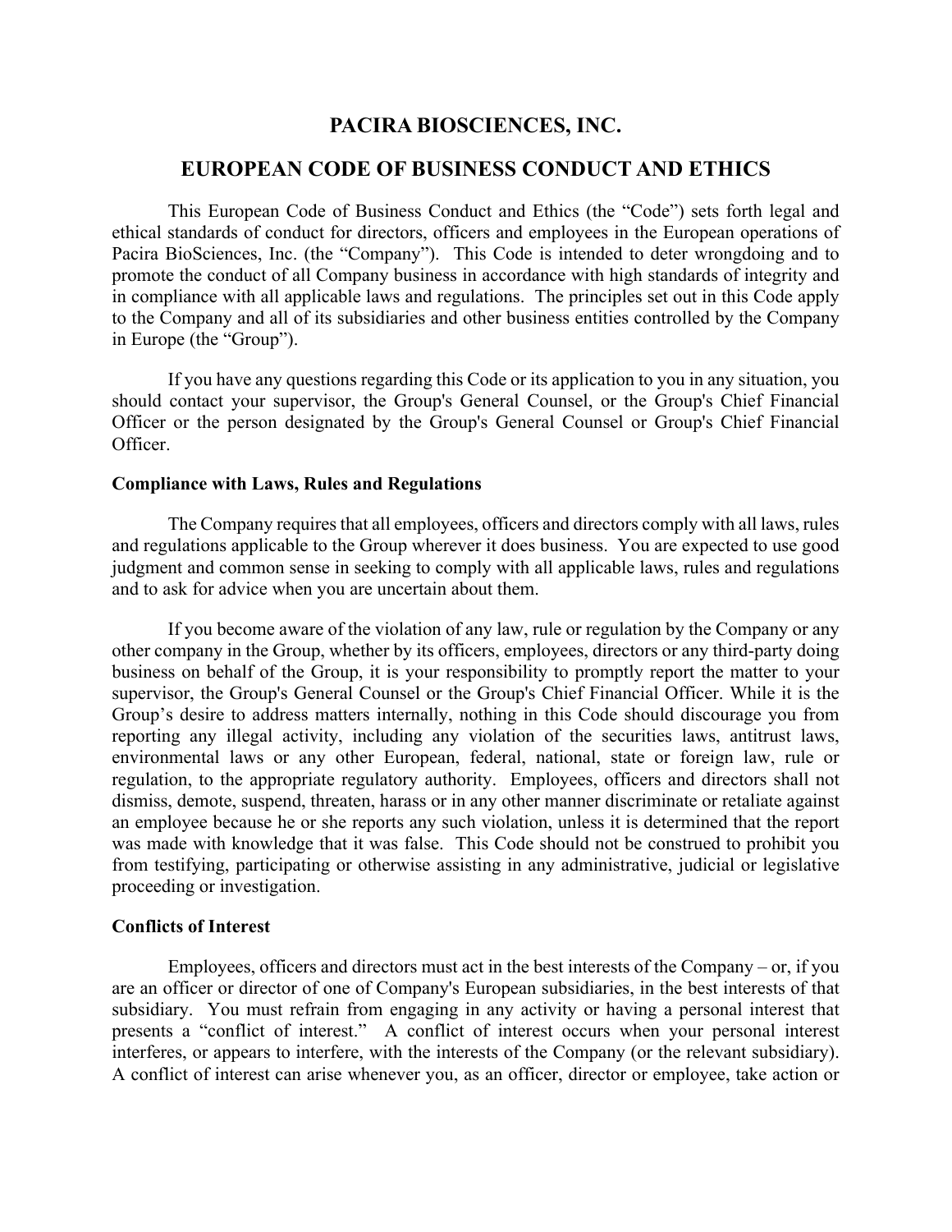# PACIRA BIOSCIENCES, INC.

## EUROPEAN CODE OF BUSINESS CONDUCT AND ETHICS

This European Code of Business Conduct and Ethics (the "Code") sets forth legal and ethical standards of conduct for directors, officers and employees in the European operations of Pacira BioSciences, Inc. (the "Company"). This Code is intended to deter wrongdoing and to promote the conduct of all Company business in accordance with high standards of integrity and in compliance with all applicable laws and regulations. The principles set out in this Code apply to the Company and all of its subsidiaries and other business entities controlled by the Company in Europe (the "Group").

If you have any questions regarding this Code or its application to you in any situation, you should contact your supervisor, the Group's General Counsel, or the Group's Chief Financial Officer or the person designated by the Group's General Counsel or Group's Chief Financial Officer.

**Compliance with Laws, Rules and Regulations**

The Company requires that all employees, officers and directors comply with all laws, rules and regulations applicable to the Group wherever it does business. You are expected to use good judgment and common sense in seeking to comply with all applicable laws, rules and regulations and to ask for advice when you are uncertain about them.

If you become aware of the violation of any law, rule or regulation by the Company or any other company in the Group, whether by its officers, employees, directors or any third-party doing business on behalf of the Group, it is your responsibility to promptly report the matter to your supervisor, the Group's General Counsel or the Group's Chief Financial Officer. While it is the Group's desire to address matters internally, nothing in this Code should discourage you from reporting any illegal activity, including any violation of the securities laws, antitrust laws, environmental laws or any other European, federal, national, state or foreign law, rule or regulation, to the appropriate regulatory authority. Employees, officers and directors shall not dismiss, demote, suspend, threaten, harass or in any other manner discriminate or retaliate against an employee because he or she reports any such violation, unless it is determined that the report was made with knowledge that it was false. This Code should not be construed to prohibit you from testifying, participating or otherwise assisting in any administrative, judicial or legislative proceeding or investigation.

**Conflicts of Interest**

Employees, officers and directors must act in the best interests of the Company – or, if you are an officer or director of one of Company's European subsidiaries, in the best interests of that subsidiary. You must refrain from engaging in any activity or having a personal interest that presents a "conflict of interest." A conflict of interest occurs when your personal interest interferes, or appears to interfere, with the interests of the Company (or the relevant subsidiary). A conflict of interest can arise whenever you, as an officer, director or employee, take action or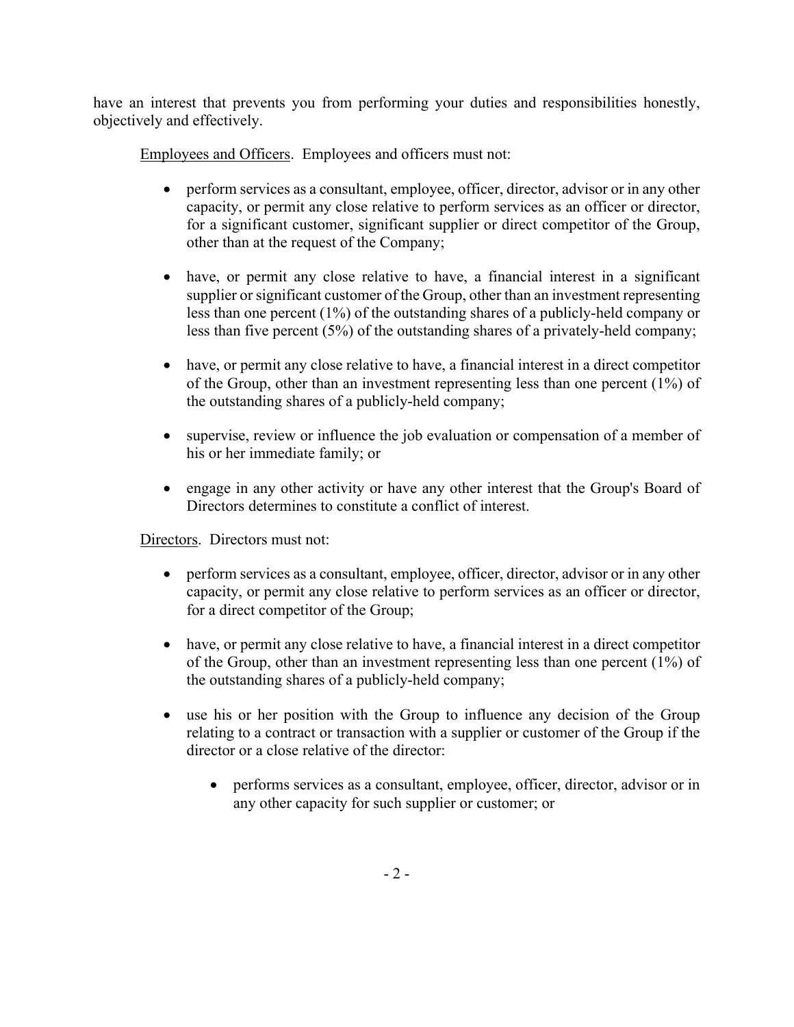have an interest that prevents you from performing your duties and responsibilities honestly, objectively and effectively.

<u>Employees and Officers</u>. Employees and officers must not:

- perform services as a consultant, employee, officer, director, advisor or in any other capacity, or permit any close relative to perform services as an officer or director, for a significant customer, significant supplier or direct competitor of the Group, other than at the request of the Company;
- have, or permit any close relative to have, a financial interest in a significant supplier or significant customer of the Group, other than an investment representing less than one percent (1%) of the outstanding shares of a publicly-held company or less than five percent (5%) of the outstanding shares of a privately-held company;
- have, or permit any close relative to have, a financial interest in a direct competitor of the Group, other than an investment representing less than one percent (1%) of the outstanding shares of a publicly-held company;
- supervise, review or influence the job evaluation or compensation of a member of his or her immediate family; or
- engage in any other activity or have any other interest that the Group's Board of Directors determines to constitute a conflict of interest.

<u>Directors</u>. Directors must not:

- perform services as a consultant, employee, officer, director, advisor or in any other capacity, or permit any close relative to perform services as an officer or director, for a direct competitor of the Group;
- have, or permit any close relative to have, a financial interest in a direct competitor of the Group, other than an investment representing less than one percent (1%) of the outstanding shares of a publicly-held company;
- use his or her position with the Group to influence any decision of the Group relating to a contract or transaction with a supplier or customer of the Group if the director or a close relative of the director:
  - performs services as a consultant, employee, officer, director, advisor or in any other capacity for such supplier or customer; or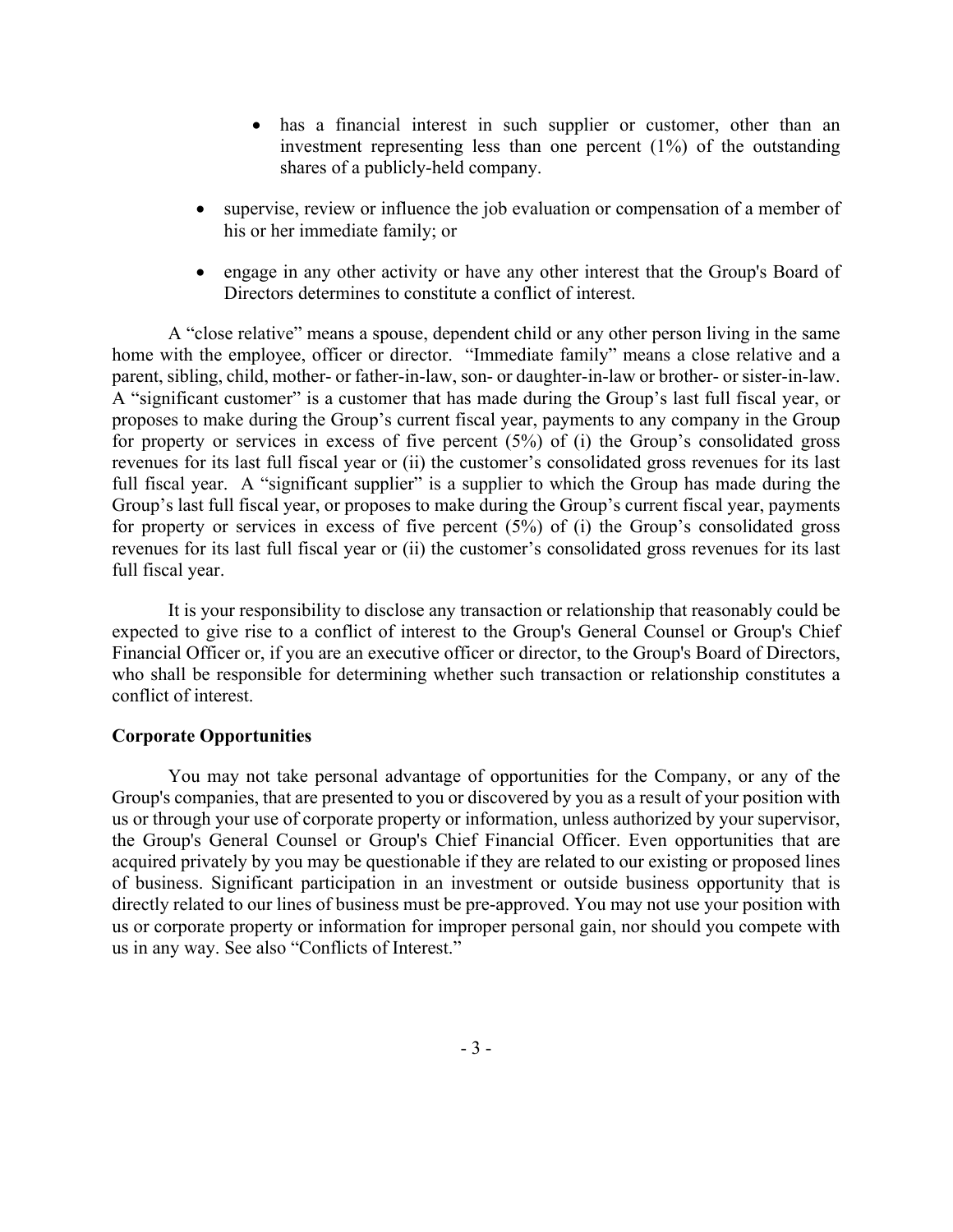- has a financial interest in such supplier or customer, other than an investment representing less than one percent (1%) of the outstanding shares of a publicly-held company.

- supervise, review or influence the job evaluation or compensation of a member of his or her immediate family; or

- engage in any other activity or have any other interest that the Group's Board of Directors determines to constitute a conflict of interest.

A "close relative" means a spouse, dependent child or any other person living in the same home with the employee, officer or director. "Immediate family" means a close relative and a parent, sibling, child, mother- or father-in-law, son- or daughter-in-law or brother- or sister-in-law. A "significant customer" is a customer that has made during the Group's last full fiscal year, or proposes to make during the Group's current fiscal year, payments to any company in the Group for property or services in excess of five percent (5%) of (i) the Group's consolidated gross revenues for its last full fiscal year or (ii) the customer's consolidated gross revenues for its last full fiscal year. A "significant supplier" is a supplier to which the Group has made during the Group's last full fiscal year, or proposes to make during the Group's current fiscal year, payments for property or services in excess of five percent (5%) of (i) the Group's consolidated gross revenues for its last full fiscal year or (ii) the customer's consolidated gross revenues for its last full fiscal year.

It is your responsibility to disclose any transaction or relationship that reasonably could be expected to give rise to a conflict of interest to the Group's General Counsel or Group's Chief Financial Officer or, if you are an executive officer or director, to the Group's Board of Directors, who shall be responsible for determining whether such transaction or relationship constitutes a conflict of interest.

**Corporate Opportunities**

You may not take personal advantage of opportunities for the Company, or any of the Group's companies, that are presented to you or discovered by you as a result of your position with us or through your use of corporate property or information, unless authorized by your supervisor, the Group's General Counsel or Group's Chief Financial Officer. Even opportunities that are acquired privately by you may be questionable if they are related to our existing or proposed lines of business. Significant participation in an investment or outside business opportunity that is directly related to our lines of business must be pre-approved. You may not use your position with us or corporate property or information for improper personal gain, nor should you compete with us in any way. See also "Conflicts of Interest."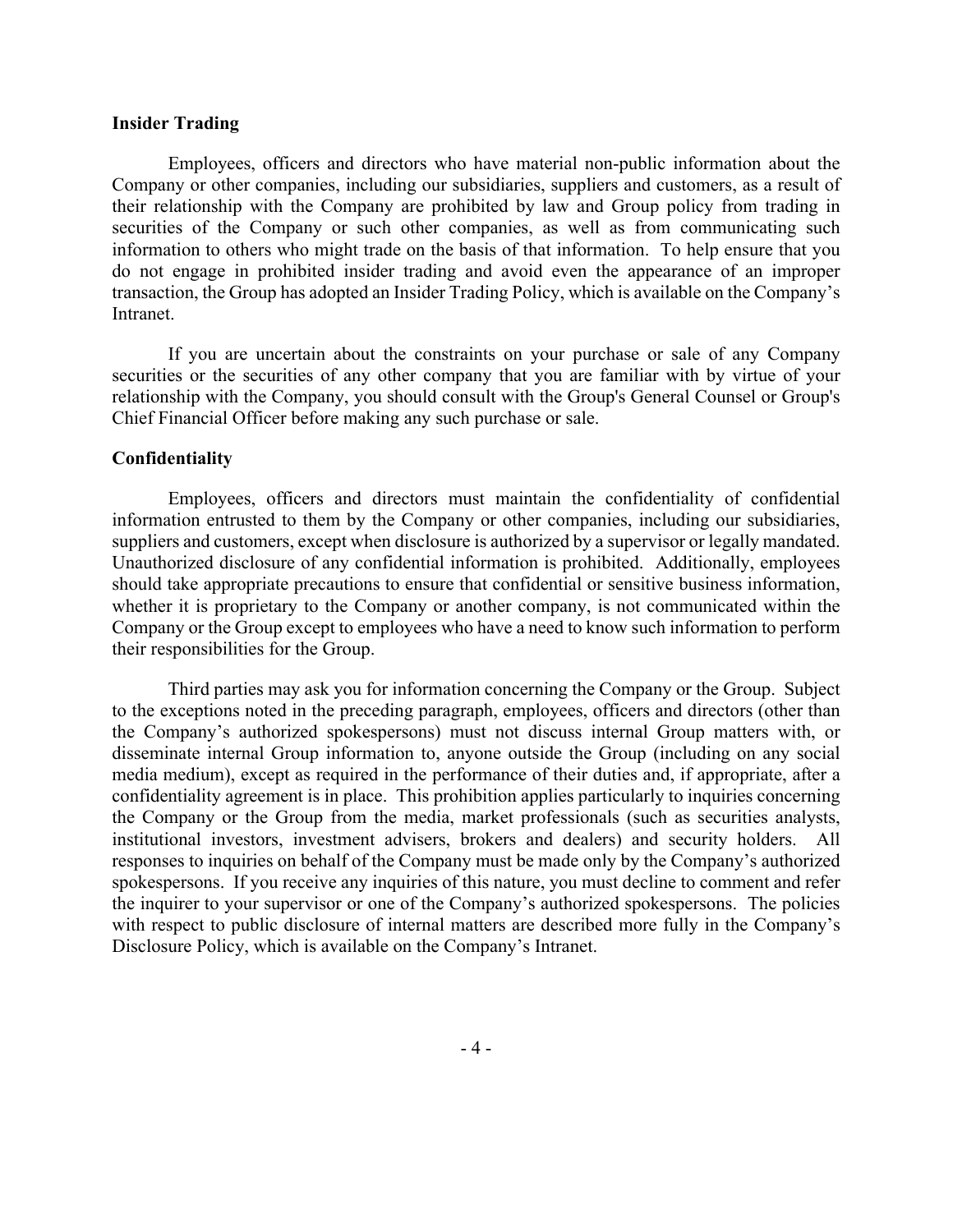**Insider Trading**

Employees, officers and directors who have material non-public information about the Company or other companies, including our subsidiaries, suppliers and customers, as a result of their relationship with the Company are prohibited by law and Group policy from trading in securities of the Company or such other companies, as well as from communicating such information to others who might trade on the basis of that information. To help ensure that you do not engage in prohibited insider trading and avoid even the appearance of an improper transaction, the Group has adopted an Insider Trading Policy, which is available on the Company's Intranet.

If you are uncertain about the constraints on your purchase or sale of any Company securities or the securities of any other company that you are familiar with by virtue of your relationship with the Company, you should consult with the Group's General Counsel or Group's Chief Financial Officer before making any such purchase or sale.

**Confidentiality**

Employees, officers and directors must maintain the confidentiality of confidential information entrusted to them by the Company or other companies, including our subsidiaries, suppliers and customers, except when disclosure is authorized by a supervisor or legally mandated. Unauthorized disclosure of any confidential information is prohibited. Additionally, employees should take appropriate precautions to ensure that confidential or sensitive business information, whether it is proprietary to the Company or another company, is not communicated within the Company or the Group except to employees who have a need to know such information to perform their responsibilities for the Group.

Third parties may ask you for information concerning the Company or the Group. Subject to the exceptions noted in the preceding paragraph, employees, officers and directors (other than the Company's authorized spokespersons) must not discuss internal Group matters with, or disseminate internal Group information to, anyone outside the Group (including on any social media medium), except as required in the performance of their duties and, if appropriate, after a confidentiality agreement is in place. This prohibition applies particularly to inquiries concerning the Company or the Group from the media, market professionals (such as securities analysts, institutional investors, investment advisers, brokers and dealers) and security holders. All responses to inquiries on behalf of the Company must be made only by the Company's authorized spokespersons. If you receive any inquiries of this nature, you must decline to comment and refer the inquirer to your supervisor or one of the Company's authorized spokespersons. The policies with respect to public disclosure of internal matters are described more fully in the Company's Disclosure Policy, which is available on the Company's Intranet.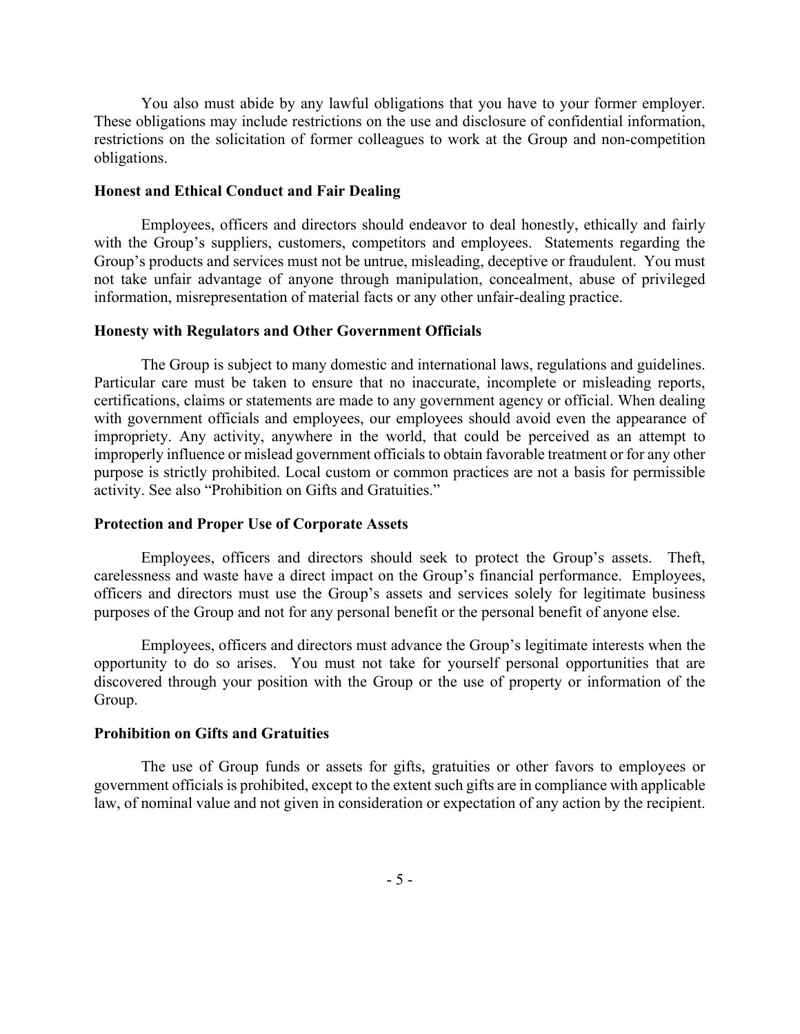You also must abide by any lawful obligations that you have to your former employer. These obligations may include restrictions on the use and disclosure of confidential information, restrictions on the solicitation of former colleagues to work at the Group and non-competition obligations.

**Honest and Ethical Conduct and Fair Dealing**

Employees, officers and directors should endeavor to deal honestly, ethically and fairly with the Group's suppliers, customers, competitors and employees. Statements regarding the Group's products and services must not be untrue, misleading, deceptive or fraudulent. You must not take unfair advantage of anyone through manipulation, concealment, abuse of privileged information, misrepresentation of material facts or any other unfair-dealing practice.

**Honesty with Regulators and Other Government Officials**

The Group is subject to many domestic and international laws, regulations and guidelines. Particular care must be taken to ensure that no inaccurate, incomplete or misleading reports, certifications, claims or statements are made to any government agency or official. When dealing with government officials and employees, our employees should avoid even the appearance of impropriety. Any activity, anywhere in the world, that could be perceived as an attempt to improperly influence or mislead government officials to obtain favorable treatment or for any other purpose is strictly prohibited. Local custom or common practices are not a basis for permissible activity. See also "Prohibition on Gifts and Gratuities."

**Protection and Proper Use of Corporate Assets**

Employees, officers and directors should seek to protect the Group's assets. Theft, carelessness and waste have a direct impact on the Group's financial performance. Employees, officers and directors must use the Group's assets and services solely for legitimate business purposes of the Group and not for any personal benefit or the personal benefit of anyone else.

Employees, officers and directors must advance the Group's legitimate interests when the opportunity to do so arises. You must not take for yourself personal opportunities that are discovered through your position with the Group or the use of property or information of the Group.

**Prohibition on Gifts and Gratuities**

The use of Group funds or assets for gifts, gratuities or other favors to employees or government officials is prohibited, except to the extent such gifts are in compliance with applicable law, of nominal value and not given in consideration or expectation of any action by the recipient.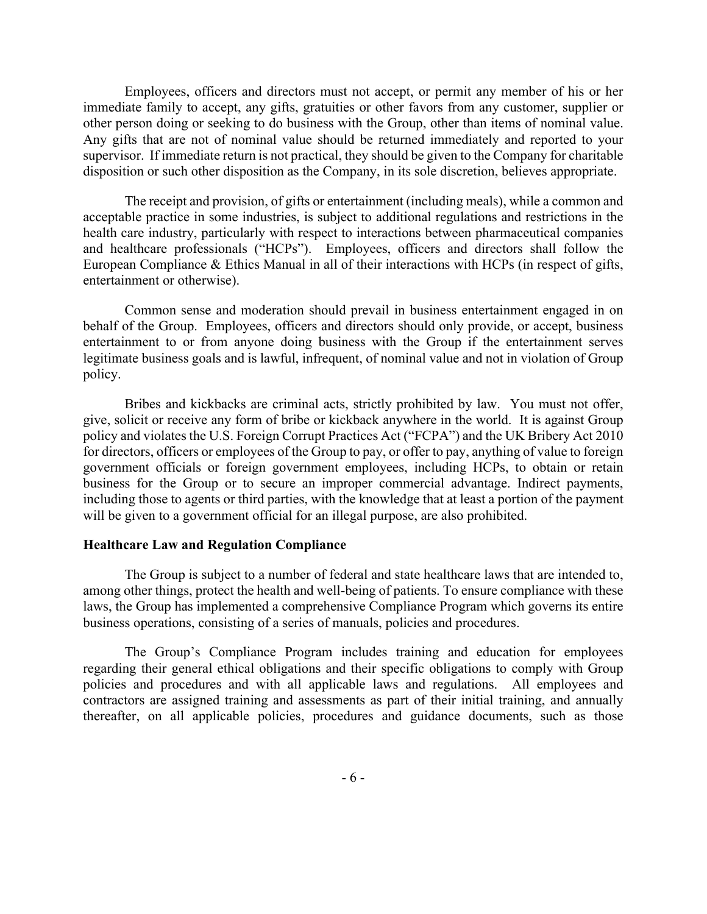Employees, officers and directors must not accept, or permit any member of his or her immediate family to accept, any gifts, gratuities or other favors from any customer, supplier or other person doing or seeking to do business with the Group, other than items of nominal value. Any gifts that are not of nominal value should be returned immediately and reported to your supervisor. If immediate return is not practical, they should be given to the Company for charitable disposition or such other disposition as the Company, in its sole discretion, believes appropriate.

The receipt and provision, of gifts or entertainment (including meals), while a common and acceptable practice in some industries, is subject to additional regulations and restrictions in the health care industry, particularly with respect to interactions between pharmaceutical companies and healthcare professionals ("HCPs"). Employees, officers and directors shall follow the European Compliance & Ethics Manual in all of their interactions with HCPs (in respect of gifts, entertainment or otherwise).

Common sense and moderation should prevail in business entertainment engaged in on behalf of the Group. Employees, officers and directors should only provide, or accept, business entertainment to or from anyone doing business with the Group if the entertainment serves legitimate business goals and is lawful, infrequent, of nominal value and not in violation of Group policy.

Bribes and kickbacks are criminal acts, strictly prohibited by law. You must not offer, give, solicit or receive any form of bribe or kickback anywhere in the world. It is against Group policy and violates the U.S. Foreign Corrupt Practices Act ("FCPA") and the UK Bribery Act 2010 for directors, officers or employees of the Group to pay, or offer to pay, anything of value to foreign government officials or foreign government employees, including HCPs, to obtain or retain business for the Group or to secure an improper commercial advantage. Indirect payments, including those to agents or third parties, with the knowledge that at least a portion of the payment will be given to a government official for an illegal purpose, are also prohibited.

**Healthcare Law and Regulation Compliance**

The Group is subject to a number of federal and state healthcare laws that are intended to, among other things, protect the health and well-being of patients. To ensure compliance with these laws, the Group has implemented a comprehensive Compliance Program which governs its entire business operations, consisting of a series of manuals, policies and procedures.

The Group's Compliance Program includes training and education for employees regarding their general ethical obligations and their specific obligations to comply with Group policies and procedures and with all applicable laws and regulations. All employees and contractors are assigned training and assessments as part of their initial training, and annually thereafter, on all applicable policies, procedures and guidance documents, such as those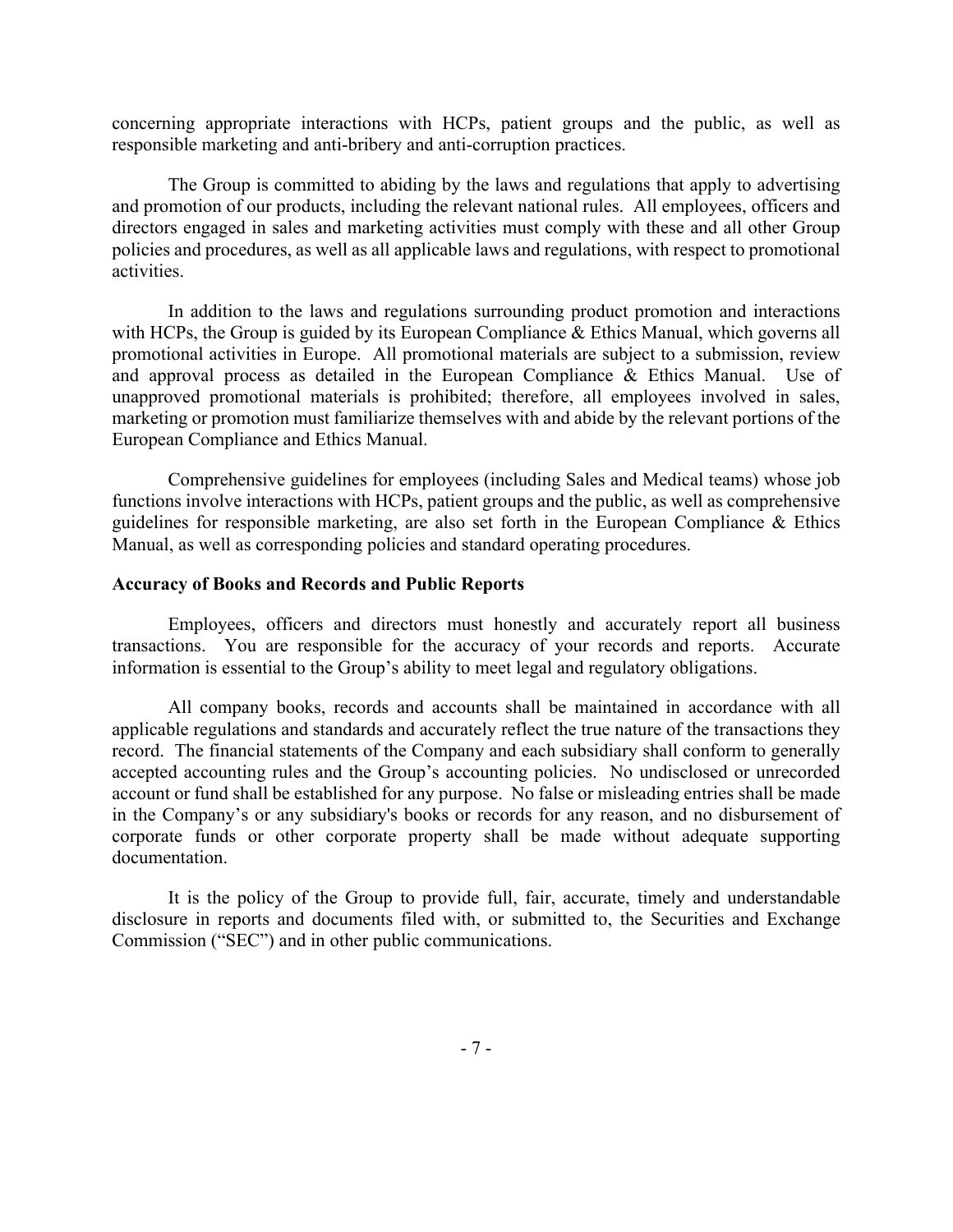concerning appropriate interactions with HCPs, patient groups and the public, as well as responsible marketing and anti-bribery and anti-corruption practices.

The Group is committed to abiding by the laws and regulations that apply to advertising and promotion of our products, including the relevant national rules. All employees, officers and directors engaged in sales and marketing activities must comply with these and all other Group policies and procedures, as well as all applicable laws and regulations, with respect to promotional activities.

In addition to the laws and regulations surrounding product promotion and interactions with HCPs, the Group is guided by its European Compliance & Ethics Manual, which governs all promotional activities in Europe. All promotional materials are subject to a submission, review and approval process as detailed in the European Compliance & Ethics Manual. Use of unapproved promotional materials is prohibited; therefore, all employees involved in sales, marketing or promotion must familiarize themselves with and abide by the relevant portions of the European Compliance and Ethics Manual.

Comprehensive guidelines for employees (including Sales and Medical teams) whose job functions involve interactions with HCPs, patient groups and the public, as well as comprehensive guidelines for responsible marketing, are also set forth in the European Compliance & Ethics Manual, as well as corresponding policies and standard operating procedures.

**Accuracy of Books and Records and Public Reports**

Employees, officers and directors must honestly and accurately report all business transactions. You are responsible for the accuracy of your records and reports. Accurate information is essential to the Group's ability to meet legal and regulatory obligations.

All company books, records and accounts shall be maintained in accordance with all applicable regulations and standards and accurately reflect the true nature of the transactions they record. The financial statements of the Company and each subsidiary shall conform to generally accepted accounting rules and the Group's accounting policies. No undisclosed or unrecorded account or fund shall be established for any purpose. No false or misleading entries shall be made in the Company's or any subsidiary's books or records for any reason, and no disbursement of corporate funds or other corporate property shall be made without adequate supporting documentation.

It is the policy of the Group to provide full, fair, accurate, timely and understandable disclosure in reports and documents filed with, or submitted to, the Securities and Exchange Commission ("SEC") and in other public communications.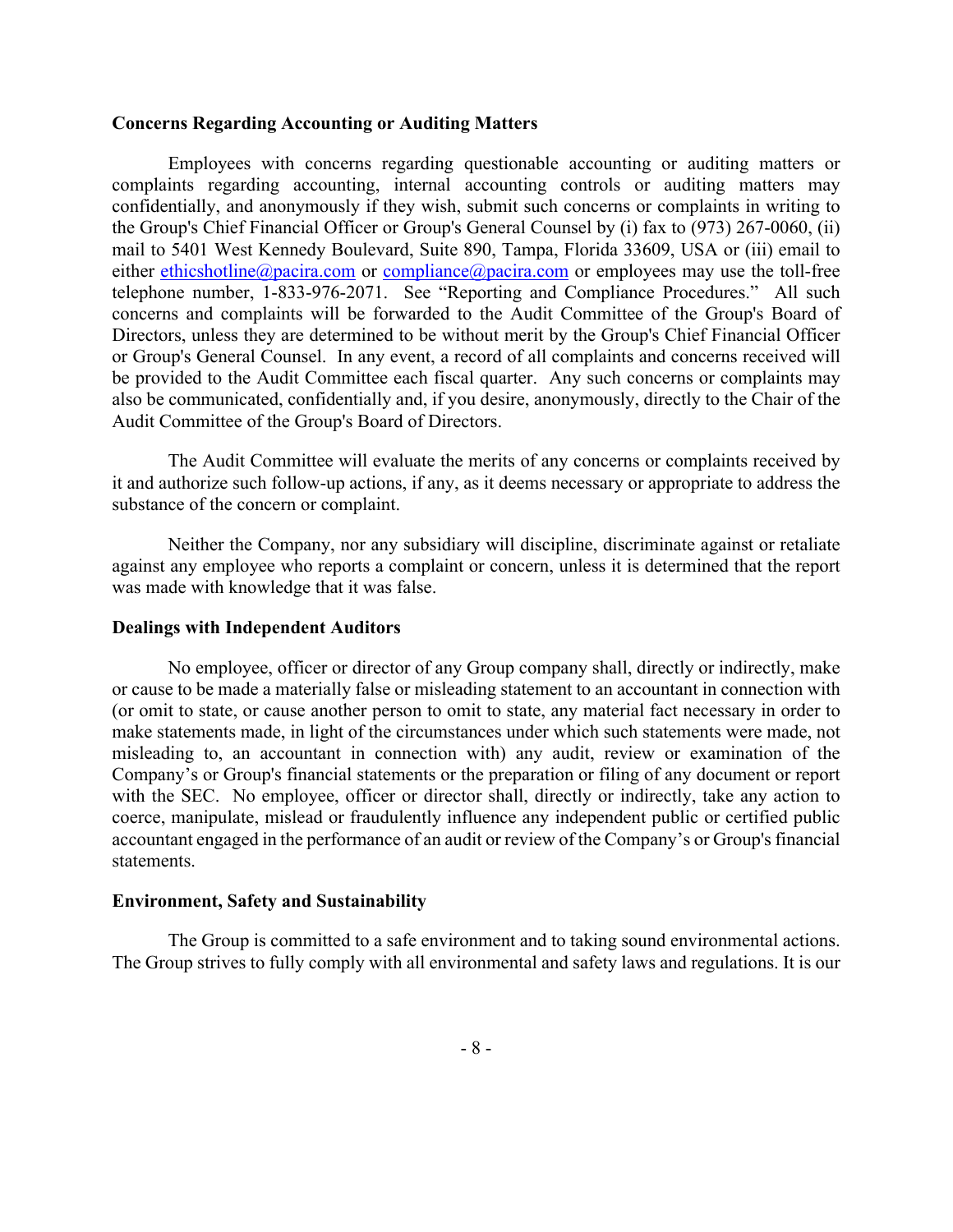**Concerns Regarding Accounting or Auditing Matters**

Employees with concerns regarding questionable accounting or auditing matters or complaints regarding accounting, internal accounting controls or auditing matters may confidentially, and anonymously if they wish, submit such concerns or complaints in writing to the Group's Chief Financial Officer or Group's General Counsel by (i) fax to (973) 267-0060, (ii) mail to 5401 West Kennedy Boulevard, Suite 890, Tampa, Florida 33609, USA or (iii) email to either ethicshotline@pacira.com or compliance@pacira.com or employees may use the toll-free telephone number, 1-833-976-2071. See "Reporting and Compliance Procedures." All such concerns and complaints will be forwarded to the Audit Committee of the Group's Board of Directors, unless they are determined to be without merit by the Group's Chief Financial Officer or Group's General Counsel. In any event, a record of all complaints and concerns received will be provided to the Audit Committee each fiscal quarter. Any such concerns or complaints may also be communicated, confidentially and, if you desire, anonymously, directly to the Chair of the Audit Committee of the Group's Board of Directors.

The Audit Committee will evaluate the merits of any concerns or complaints received by it and authorize such follow-up actions, if any, as it deems necessary or appropriate to address the substance of the concern or complaint.

Neither the Company, nor any subsidiary will discipline, discriminate against or retaliate against any employee who reports a complaint or concern, unless it is determined that the report was made with knowledge that it was false.

**Dealings with Independent Auditors**

No employee, officer or director of any Group company shall, directly or indirectly, make or cause to be made a materially false or misleading statement to an accountant in connection with (or omit to state, or cause another person to omit to state, any material fact necessary in order to make statements made, in light of the circumstances under which such statements were made, not misleading to, an accountant in connection with) any audit, review or examination of the Company's or Group's financial statements or the preparation or filing of any document or report with the SEC. No employee, officer or director shall, directly or indirectly, take any action to coerce, manipulate, mislead or fraudulently influence any independent public or certified public accountant engaged in the performance of an audit or review of the Company's or Group's financial statements.

**Environment, Safety and Sustainability**

The Group is committed to a safe environment and to taking sound environmental actions. The Group strives to fully comply with all environmental and safety laws and regulations. It is our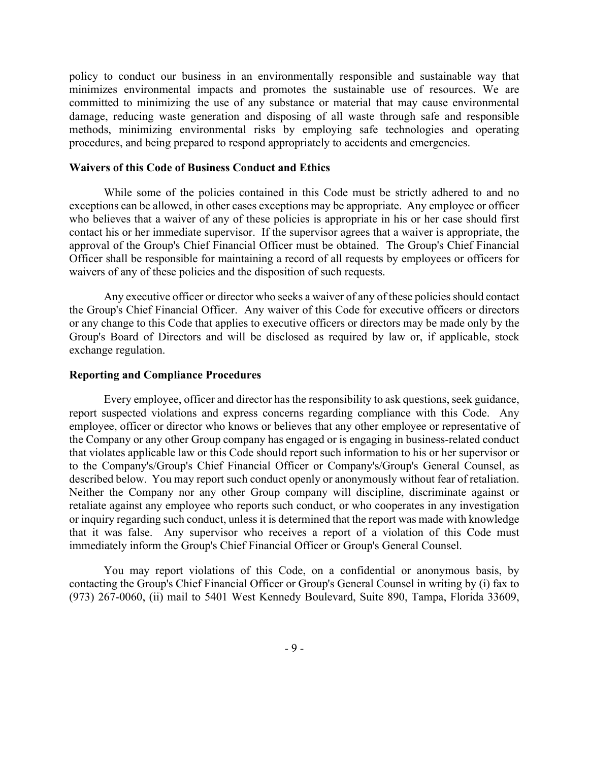policy to conduct our business in an environmentally responsible and sustainable way that minimizes environmental impacts and promotes the sustainable use of resources. We are committed to minimizing the use of any substance or material that may cause environmental damage, reducing waste generation and disposing of all waste through safe and responsible methods, minimizing environmental risks by employing safe technologies and operating procedures, and being prepared to respond appropriately to accidents and emergencies.

**Waivers of this Code of Business Conduct and Ethics**

While some of the policies contained in this Code must be strictly adhered to and no exceptions can be allowed, in other cases exceptions may be appropriate. Any employee or officer who believes that a waiver of any of these policies is appropriate in his or her case should first contact his or her immediate supervisor. If the supervisor agrees that a waiver is appropriate, the approval of the Group's Chief Financial Officer must be obtained. The Group's Chief Financial Officer shall be responsible for maintaining a record of all requests by employees or officers for waivers of any of these policies and the disposition of such requests.

Any executive officer or director who seeks a waiver of any of these policies should contact the Group's Chief Financial Officer. Any waiver of this Code for executive officers or directors or any change to this Code that applies to executive officers or directors may be made only by the Group's Board of Directors and will be disclosed as required by law or, if applicable, stock exchange regulation.

**Reporting and Compliance Procedures**

Every employee, officer and director has the responsibility to ask questions, seek guidance, report suspected violations and express concerns regarding compliance with this Code. Any employee, officer or director who knows or believes that any other employee or representative of the Company or any other Group company has engaged or is engaging in business-related conduct that violates applicable law or this Code should report such information to his or her supervisor or to the Company's/Group's Chief Financial Officer or Company's/Group's General Counsel, as described below. You may report such conduct openly or anonymously without fear of retaliation. Neither the Company nor any other Group company will discipline, discriminate against or retaliate against any employee who reports such conduct, or who cooperates in any investigation or inquiry regarding such conduct, unless it is determined that the report was made with knowledge that it was false. Any supervisor who receives a report of a violation of this Code must immediately inform the Group's Chief Financial Officer or Group's General Counsel.

You may report violations of this Code, on a confidential or anonymous basis, by contacting the Group's Chief Financial Officer or Group's General Counsel in writing by (i) fax to (973) 267-0060, (ii) mail to 5401 West Kennedy Boulevard, Suite 890, Tampa, Florida 33609,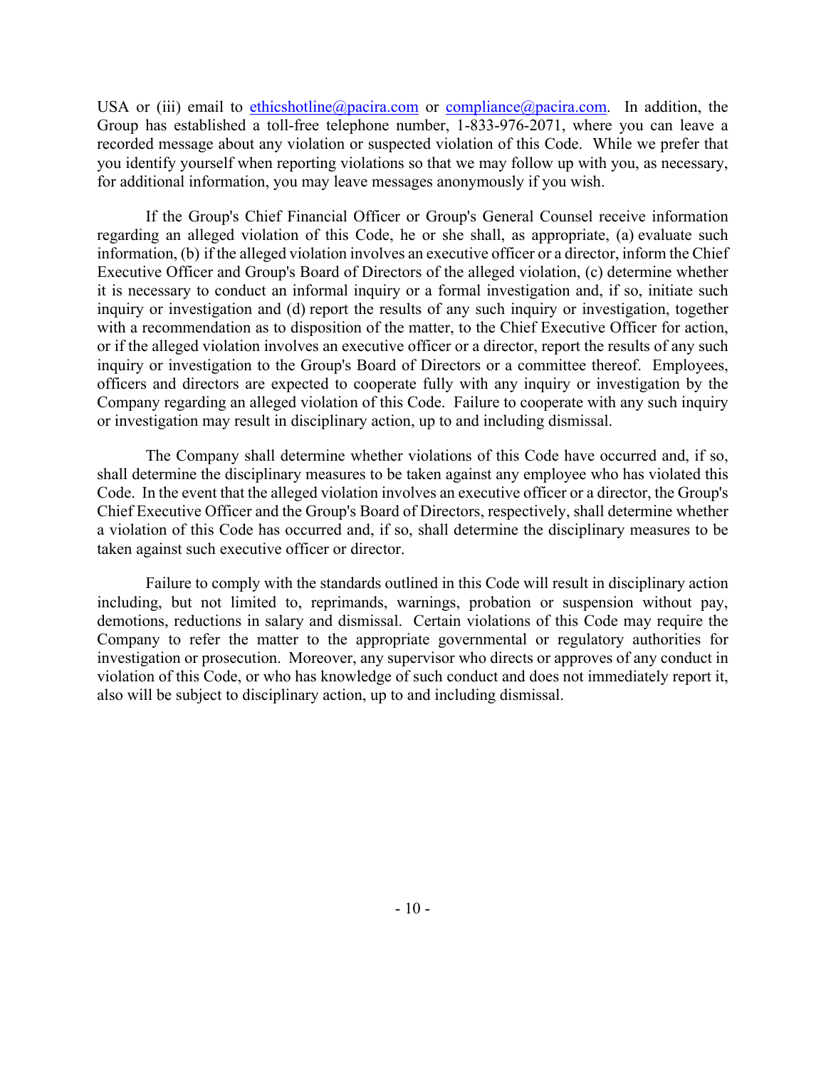USA or (iii) email to ethicshotline@pacira.com or compliance@pacira.com. In addition, the Group has established a toll-free telephone number, 1-833-976-2071, where you can leave a recorded message about any violation or suspected violation of this Code. While we prefer that you identify yourself when reporting violations so that we may follow up with you, as necessary, for additional information, you may leave messages anonymously if you wish.

If the Group's Chief Financial Officer or Group's General Counsel receive information regarding an alleged violation of this Code, he or she shall, as appropriate, (a) evaluate such information, (b) if the alleged violation involves an executive officer or a director, inform the Chief Executive Officer and Group's Board of Directors of the alleged violation, (c) determine whether it is necessary to conduct an informal inquiry or a formal investigation and, if so, initiate such inquiry or investigation and (d) report the results of any such inquiry or investigation, together with a recommendation as to disposition of the matter, to the Chief Executive Officer for action, or if the alleged violation involves an executive officer or a director, report the results of any such inquiry or investigation to the Group's Board of Directors or a committee thereof. Employees, officers and directors are expected to cooperate fully with any inquiry or investigation by the Company regarding an alleged violation of this Code. Failure to cooperate with any such inquiry or investigation may result in disciplinary action, up to and including dismissal.

The Company shall determine whether violations of this Code have occurred and, if so, shall determine the disciplinary measures to be taken against any employee who has violated this Code. In the event that the alleged violation involves an executive officer or a director, the Group's Chief Executive Officer and the Group's Board of Directors, respectively, shall determine whether a violation of this Code has occurred and, if so, shall determine the disciplinary measures to be taken against such executive officer or director.

Failure to comply with the standards outlined in this Code will result in disciplinary action including, but not limited to, reprimands, warnings, probation or suspension without pay, demotions, reductions in salary and dismissal. Certain violations of this Code may require the Company to refer the matter to the appropriate governmental or regulatory authorities for investigation or prosecution. Moreover, any supervisor who directs or approves of any conduct in violation of this Code, or who has knowledge of such conduct and does not immediately report it, also will be subject to disciplinary action, up to and including dismissal.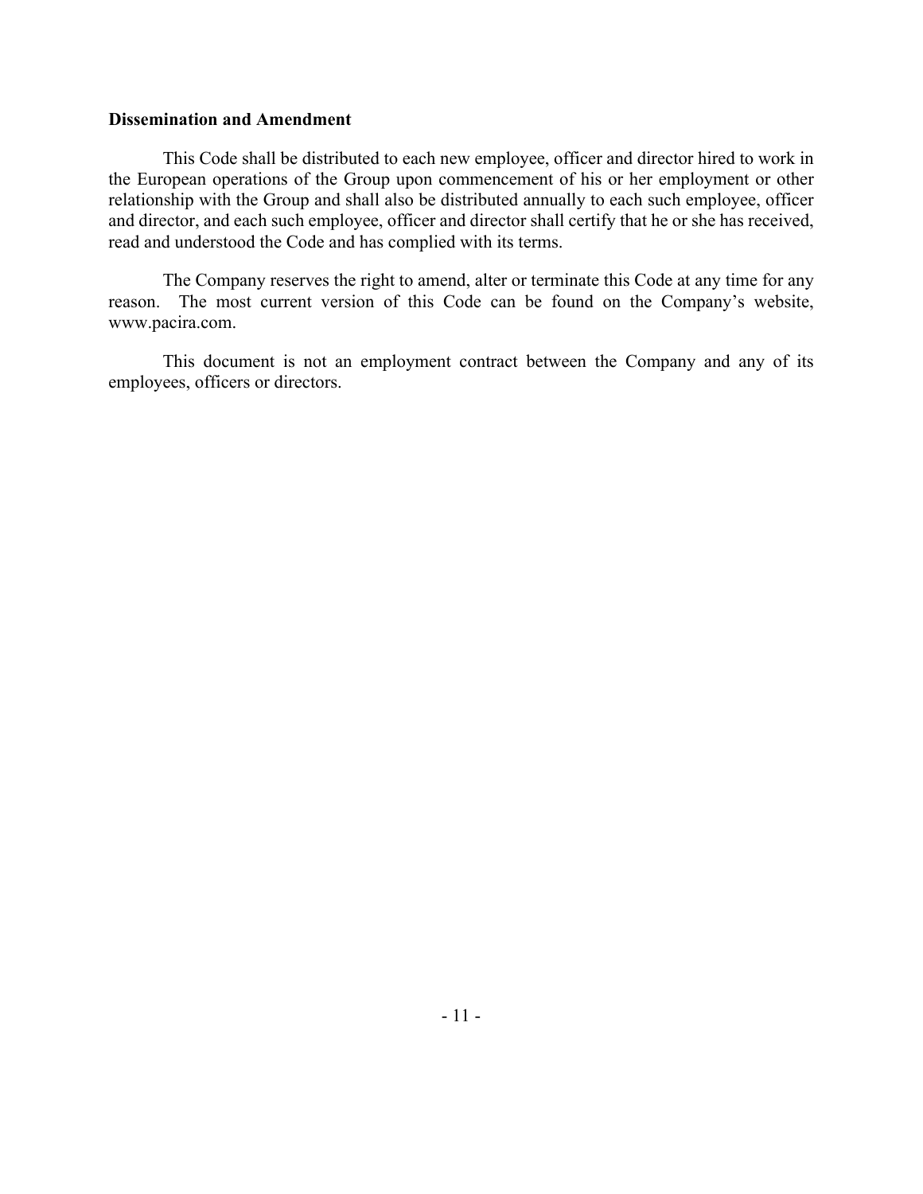**Dissemination and Amendment**

This Code shall be distributed to each new employee, officer and director hired to work in the European operations of the Group upon commencement of his or her employment or other relationship with the Group and shall also be distributed annually to each such employee, officer and director, and each such employee, officer and director shall certify that he or she has received, read and understood the Code and has complied with its terms.

The Company reserves the right to amend, alter or terminate this Code at any time for any reason. The most current version of this Code can be found on the Company's website, www.pacira.com.

This document is not an employment contract between the Company and any of its employees, officers or directors.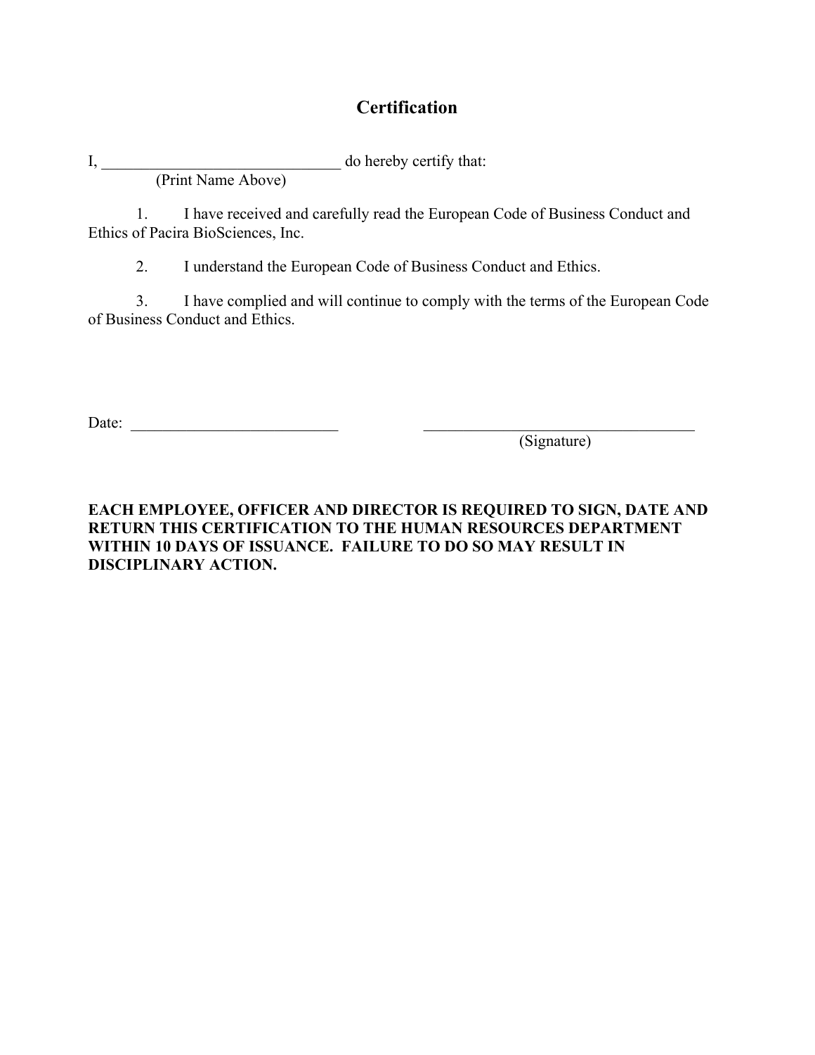# Certification

I, ______________________________ do hereby certify that:
(Print Name Above)

1. I have received and carefully read the European Code of Business Conduct and Ethics of Pacira BioSciences, Inc.

2. I understand the European Code of Business Conduct and Ethics.

3. I have complied and will continue to comply with the terms of the European Code of Business Conduct and Ethics.

Date: __________________________ ___________________________________
(Signature)

**EACH EMPLOYEE, OFFICER AND DIRECTOR IS REQUIRED TO SIGN, DATE AND RETURN THIS CERTIFICATION TO THE HUMAN RESOURCES DEPARTMENT WITHIN 10 DAYS OF ISSUANCE. FAILURE TO DO SO MAY RESULT IN DISCIPLINARY ACTION.**